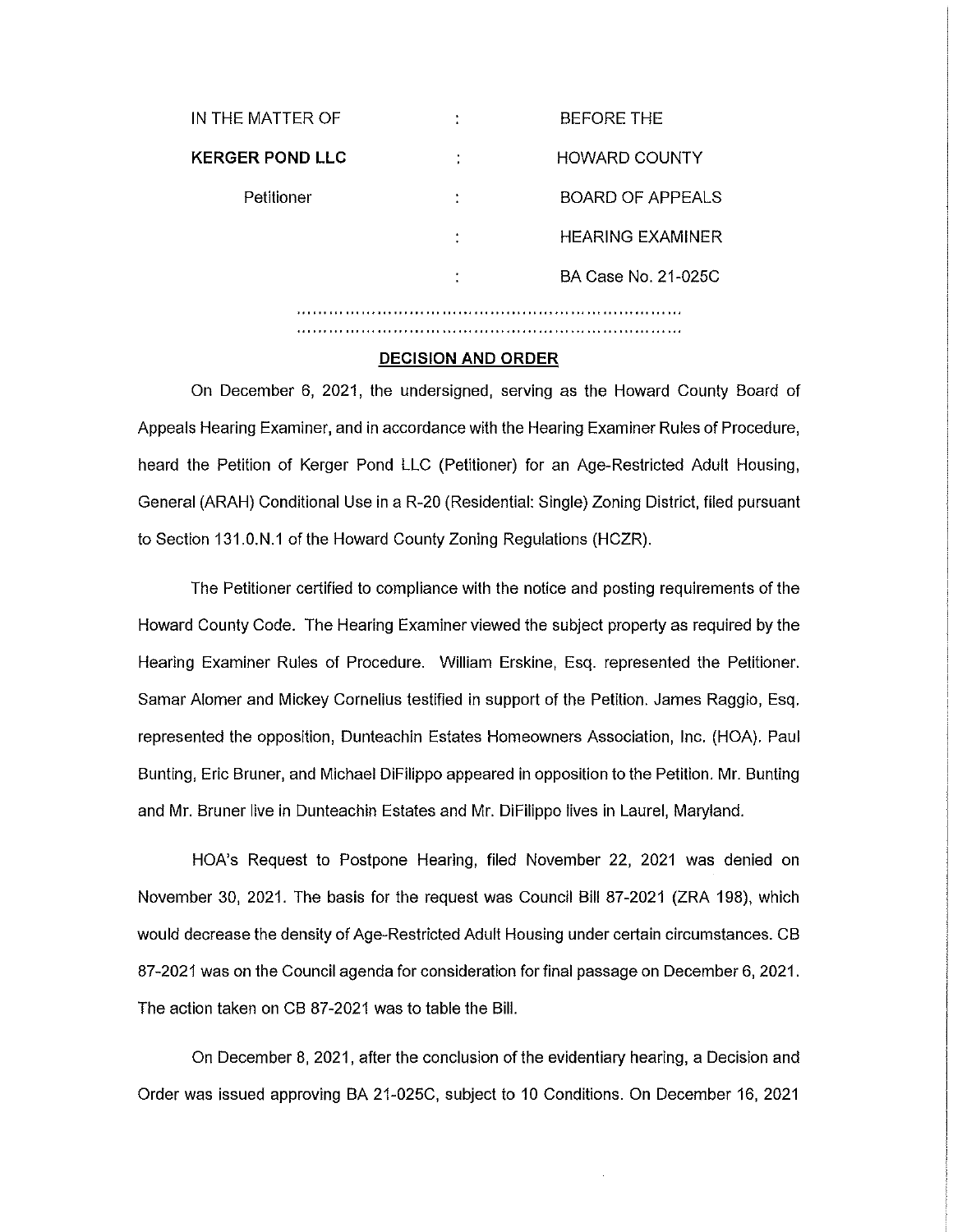| IN THE MATTER OF | : | BEFORE THE |
|---|---|---|
| **KERGER POND LLC** | : | HOWARD COUNTY |
| Petitioner | : | BOARD OF APPEALS |
| | : | HEARING EXAMINER |
| | : | BA Case No. 21-025C |

## DECISION AND ORDER

On December 6, 2021, the undersigned, serving as the Howard County Board of Appeals Hearing Examiner, and in accordance with the Hearing Examiner Rules of Procedure, heard the Petition of Kerger Pond LLC (Petitioner) for an Age-Restricted Adult Housing, General (ARAH) Conditional Use in a R-20 (Residential: Single) Zoning District, filed pursuant to Section 131.0.N.1 of the Howard County Zoning Regulations (HCZR).

The Petitioner certified to compliance with the notice and posting requirements of the Howard County Code. The Hearing Examiner viewed the subject property as required by the Hearing Examiner Rules of Procedure. William Erskine, Esq. represented the Petitioner. Samar Alomer and Mickey Cornelius testified in support of the Petition. James Raggio, Esq. represented the opposition, Dunteachin Estates Homeowners Association, Inc. (HOA). Paul Bunting, Eric Bruner, and Michael DiFilippo appeared in opposition to the Petition. Mr. Bunting and Mr. Bruner live in Dunteachin Estates and Mr. DiFilippo lives in Laurel, Maryland.

HOA's Request to Postpone Hearing, filed November 22, 2021 was denied on November 30, 2021. The basis for the request was Council Bill 87-2021 (ZRA 198), which would decrease the density of Age-Restricted Adult Housing under certain circumstances. CB 87-2021 was on the Council agenda for consideration for final passage on December 6, 2021. The action taken on CB 87-2021 was to table the Bill.

On December 8, 2021, after the conclusion of the evidentiary hearing, a Decision and Order was issued approving BA 21-025C, subject to 10 Conditions. On December 16, 2021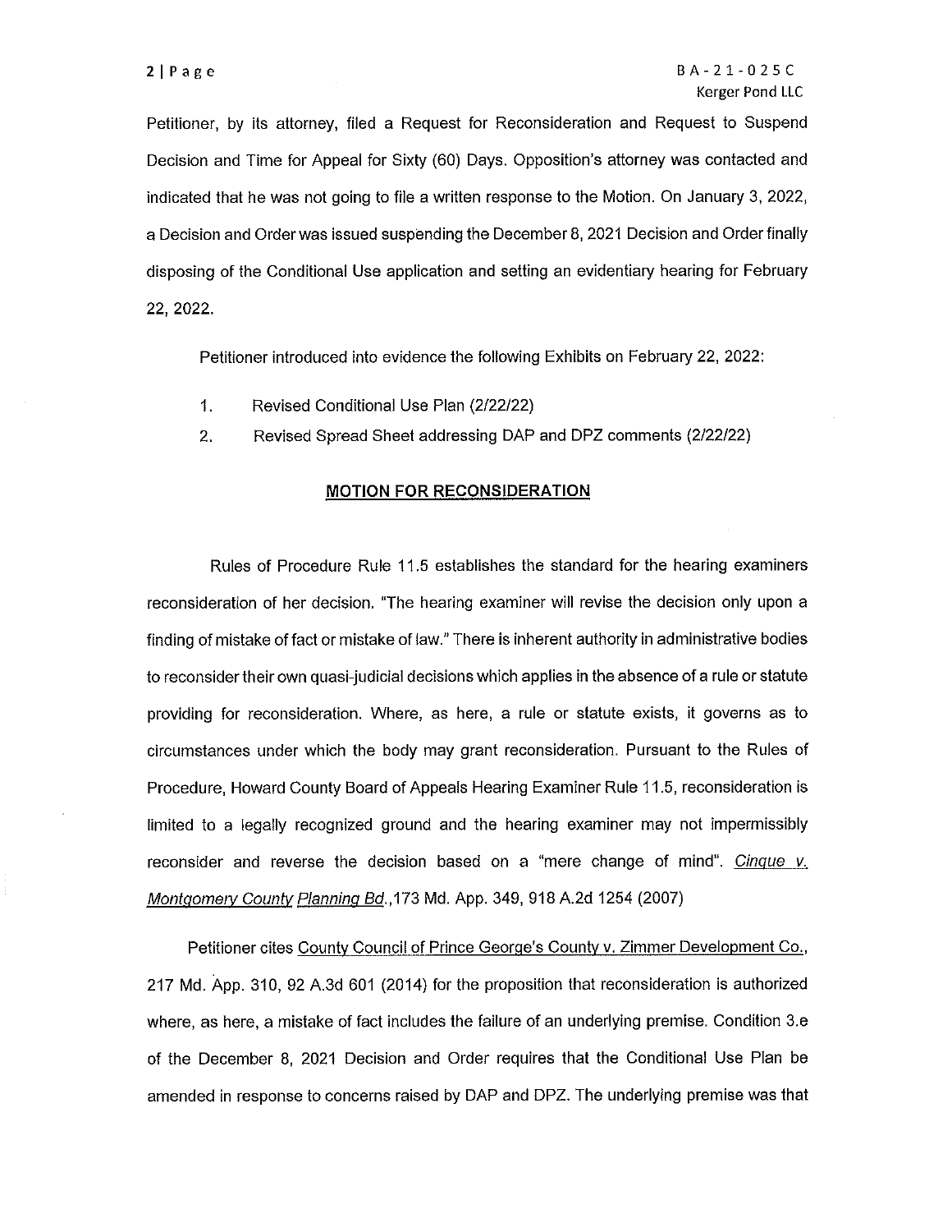Petitioner, by its attorney, filed a Request for Reconsideration and Request to Suspend Decision and Time for Appeal for Sixty (60) Days. Opposition's attorney was contacted and indicated that he was not going to file a written response to the Motion. On January 3, 2022, a Decision and Order was issued suspending the December 8, 2021 Decision and Order finally disposing of the Conditional Use application and setting an evidentiary hearing for February 22, 2022.

Petitioner introduced into evidence the following Exhibits on February 22, 2022:

1. Revised Conditional Use Plan (2/22/22)
2. Revised Spread Sheet addressing DAP and DPZ comments (2/22/22)

**MOTION FOR RECONSIDERATION**

Rules of Procedure Rule 11.5 establishes the standard for the hearing examiners reconsideration of her decision. "The hearing examiner will revise the decision only upon a finding of mistake of fact or mistake of law." There is inherent authority in administrative bodies to reconsider their own quasi-judicial decisions which applies in the absence of a rule or statute providing for reconsideration. Where, as here, a rule or statute exists, it governs as to circumstances under which the body may grant reconsideration. Pursuant to the Rules of Procedure, Howard County Board of Appeals Hearing Examiner Rule 11.5, reconsideration is limited to a legally recognized ground and the hearing examiner may not impermissibly reconsider and reverse the decision based on a "mere change of mind". Cinque v. Montgomery County Planning Bd.,173 Md. App. 349, 918 A.2d 1254 (2007)

Petitioner cites County Council of Prince George's County v. Zimmer Development Co., 217 Md. App. 310, 92 A.3d 601 (2014) for the proposition that reconsideration is authorized where, as here, a mistake of fact includes the failure of an underlying premise. Condition 3.e of the December 8, 2021 Decision and Order requires that the Conditional Use Plan be amended in response to concerns raised by DAP and DPZ. The underlying premise was that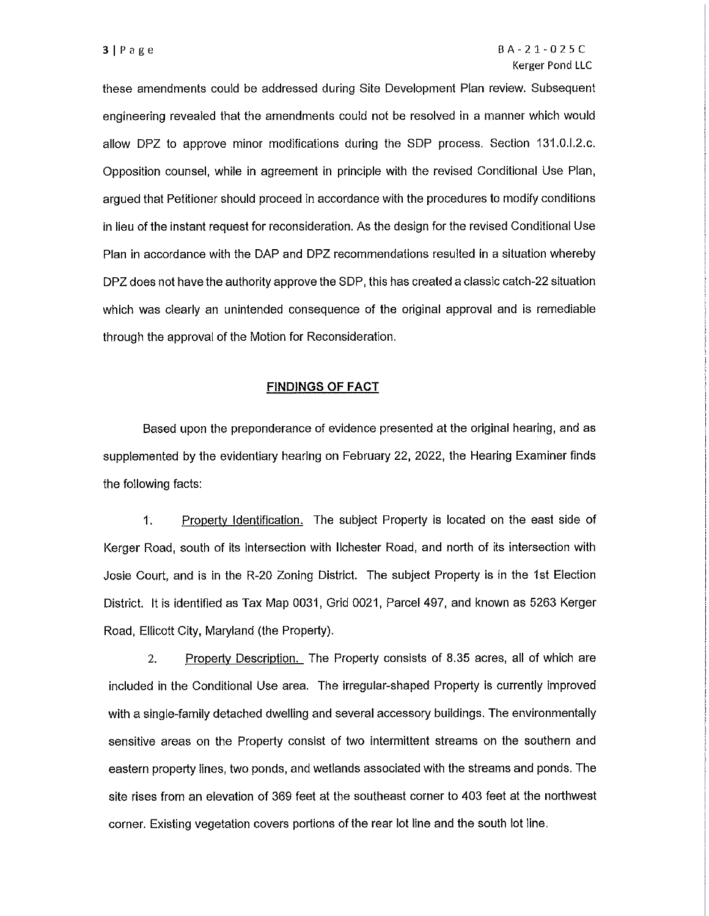these amendments could be addressed during Site Development Plan review. Subsequent engineering revealed that the amendments could not be resolved in a manner which would allow DPZ to approve minor modifications during the SDP process. Section 131.0.I.2.c. Opposition counsel, while in agreement in principle with the revised Conditional Use Plan, argued that Petitioner should proceed in accordance with the procedures to modify conditions in lieu of the instant request for reconsideration. As the design for the revised Conditional Use Plan in accordance with the DAP and DPZ recommendations resulted in a situation whereby DPZ does not have the authority approve the SDP, this has created a classic catch-22 situation which was clearly an unintended consequence of the original approval and is remediable through the approval of the Motion for Reconsideration.

## FINDINGS OF FACT

Based upon the preponderance of evidence presented at the original hearing, and as supplemented by the evidentiary hearing on February 22, 2022, the Hearing Examiner finds the following facts:

1. Property Identification. The subject Property is located on the east side of Kerger Road, south of its intersection with Ilchester Road, and north of its intersection with Josie Court, and is in the R-20 Zoning District. The subject Property is in the 1st Election District. It is identified as Tax Map 0031, Grid 0021, Parcel 497, and known as 5263 Kerger Road, Ellicott City, Maryland (the Property).

2. Property Description. The Property consists of 8.35 acres, all of which are included in the Conditional Use area. The irregular-shaped Property is currently improved with a single-family detached dwelling and several accessory buildings. The environmentally sensitive areas on the Property consist of two intermittent streams on the southern and eastern property lines, two ponds, and wetlands associated with the streams and ponds. The site rises from an elevation of 369 feet at the southeast corner to 403 feet at the northwest corner. Existing vegetation covers portions of the rear lot line and the south lot line.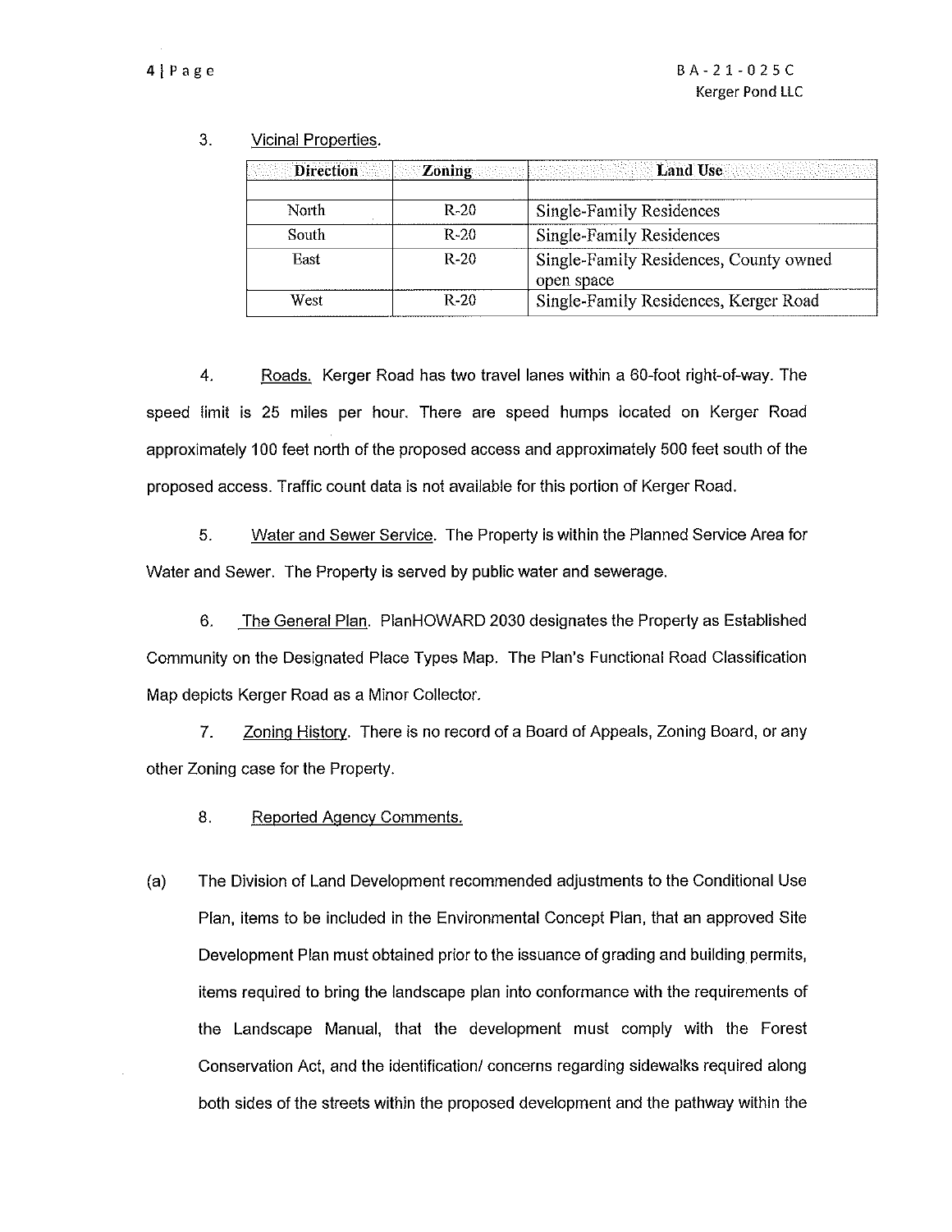3. Vicinal Properties.

| Direction | Zoning | Land Use |
|---|---|---|
| | | |
| North | R-20 | Single-Family Residences |
| South | R-20 | Single-Family Residences |
| East | R-20 | Single-Family Residences, County owned open space |
| West | R-20 | Single-Family Residences, Kerger Road |

4. Roads. Kerger Road has two travel lanes within a 60-foot right-of-way. The speed limit is 25 miles per hour. There are speed humps located on Kerger Road approximately 100 feet north of the proposed access and approximately 500 feet south of the proposed access. Traffic count data is not available for this portion of Kerger Road.

5. Water and Sewer Service. The Property is within the Planned Service Area for Water and Sewer. The Property is served by public water and sewerage.

6. The General Plan. PlanHOWARD 2030 designates the Property as Established Community on the Designated Place Types Map. The Plan's Functional Road Classification Map depicts Kerger Road as a Minor Collector.

7. Zoning History. There is no record of a Board of Appeals, Zoning Board, or any other Zoning case for the Property.

8. Reported Agency Comments.

(a) The Division of Land Development recommended adjustments to the Conditional Use Plan, items to be included in the Environmental Concept Plan, that an approved Site Development Plan must obtained prior to the issuance of grading and building permits, items required to bring the landscape plan into conformance with the requirements of the Landscape Manual, that the development must comply with the Forest Conservation Act, and the identification/ concerns regarding sidewalks required along both sides of the streets within the proposed development and the pathway within the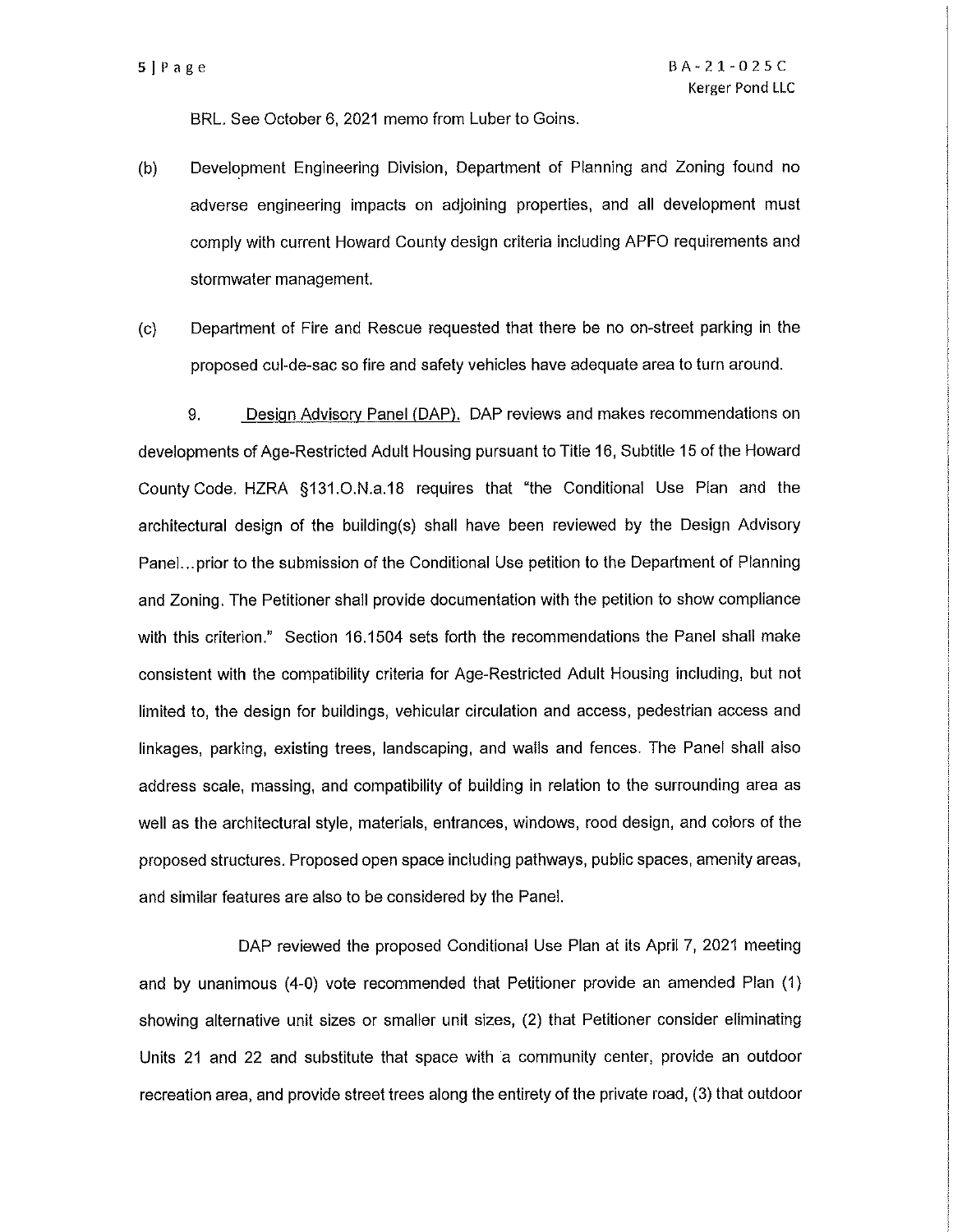BRL. See October 6, 2021 memo from Luber to Goins.

(b) Development Engineering Division, Department of Planning and Zoning found no adverse engineering impacts on adjoining properties, and all development must comply with current Howard County design criteria including APFO requirements and stormwater management.

(c) Department of Fire and Rescue requested that there be no on-street parking in the proposed cul-de-sac so fire and safety vehicles have adequate area to turn around.

9. Design Advisory Panel (DAP). DAP reviews and makes recommendations on developments of Age-Restricted Adult Housing pursuant to Title 16, Subtitle 15 of the Howard County Code. HZRA §131.O.N.a.18 requires that "the Conditional Use Plan and the architectural design of the building(s) shall have been reviewed by the Design Advisory Panel…prior to the submission of the Conditional Use petition to the Department of Planning and Zoning. The Petitioner shall provide documentation with the petition to show compliance with this criterion." Section 16.1504 sets forth the recommendations the Panel shall make consistent with the compatibility criteria for Age-Restricted Adult Housing including, but not limited to, the design for buildings, vehicular circulation and access, pedestrian access and linkages, parking, existing trees, landscaping, and walls and fences. The Panel shall also address scale, massing, and compatibility of building in relation to the surrounding area as well as the architectural style, materials, entrances, windows, rood design, and colors of the proposed structures. Proposed open space including pathways, public spaces, amenity areas, and similar features are also to be considered by the Panel.

DAP reviewed the proposed Conditional Use Plan at its April 7, 2021 meeting and by unanimous (4-0) vote recommended that Petitioner provide an amended Plan (1) showing alternative unit sizes or smaller unit sizes, (2) that Petitioner consider eliminating Units 21 and 22 and substitute that space with a community center, provide an outdoor recreation area, and provide street trees along the entirety of the private road, (3) that outdoor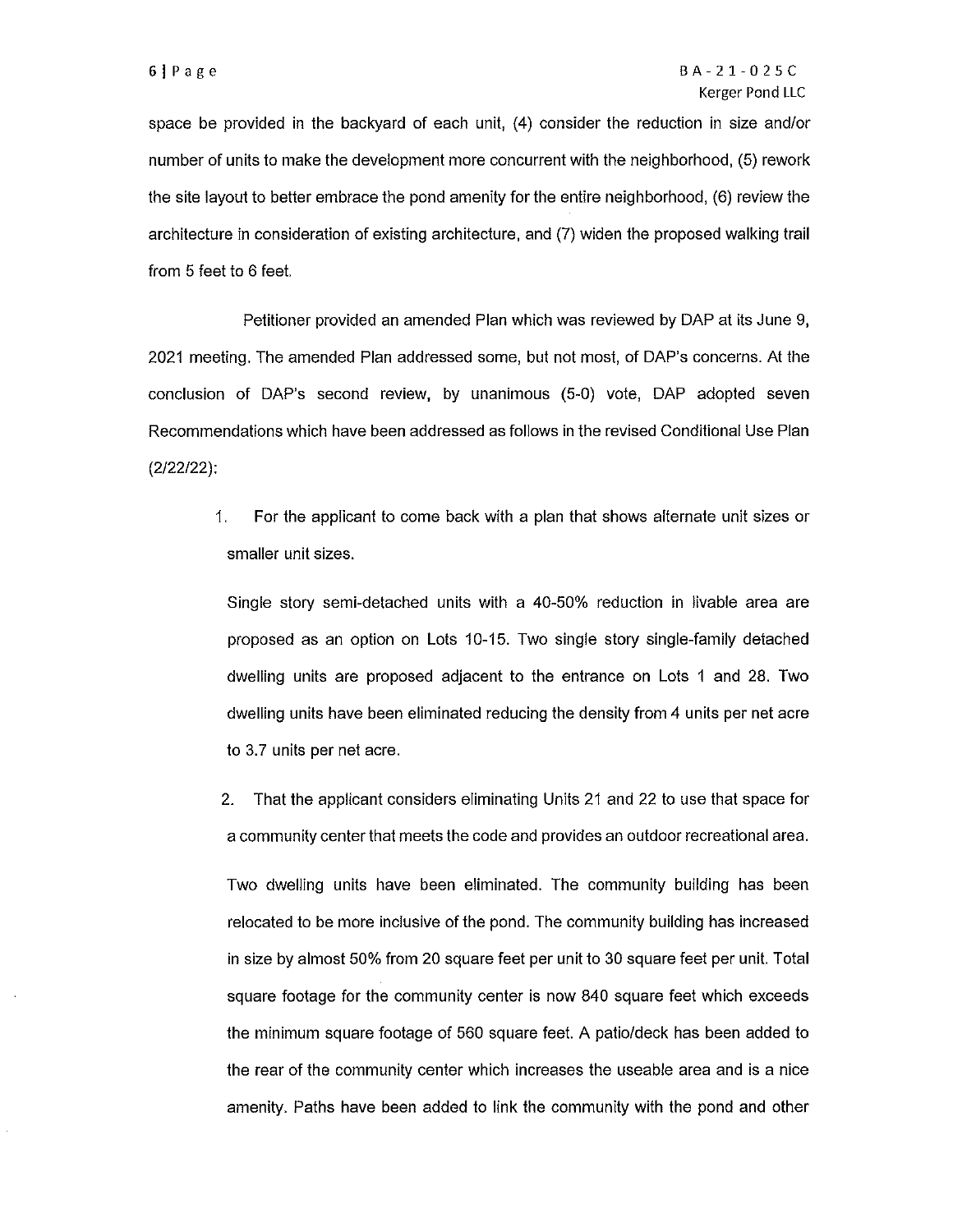space be provided in the backyard of each unit, (4) consider the reduction in size and/or number of units to make the development more concurrent with the neighborhood, (5) rework the site layout to better embrace the pond amenity for the entire neighborhood, (6) review the architecture in consideration of existing architecture, and (7) widen the proposed walking trail from 5 feet to 6 feet.

Petitioner provided an amended Plan which was reviewed by DAP at its June 9, 2021 meeting. The amended Plan addressed some, but not most, of DAP's concerns. At the conclusion of DAP's second review, by unanimous (5-0) vote, DAP adopted seven Recommendations which have been addressed as follows in the revised Conditional Use Plan (2/22/22):

1. For the applicant to come back with a plan that shows alternate unit sizes or smaller unit sizes.

   Single story semi-detached units with a 40-50% reduction in livable area are proposed as an option on Lots 10-15. Two single story single-family detached dwelling units are proposed adjacent to the entrance on Lots 1 and 28. Two dwelling units have been eliminated reducing the density from 4 units per net acre to 3.7 units per net acre.

2. That the applicant considers eliminating Units 21 and 22 to use that space for a community center that meets the code and provides an outdoor recreational area.

   Two dwelling units have been eliminated. The community building has been relocated to be more inclusive of the pond. The community building has increased in size by almost 50% from 20 square feet per unit to 30 square feet per unit. Total square footage for the community center is now 840 square feet which exceeds the minimum square footage of 560 square feet. A patio/deck has been added to the rear of the community center which increases the useable area and is a nice amenity. Paths have been added to link the community with the pond and other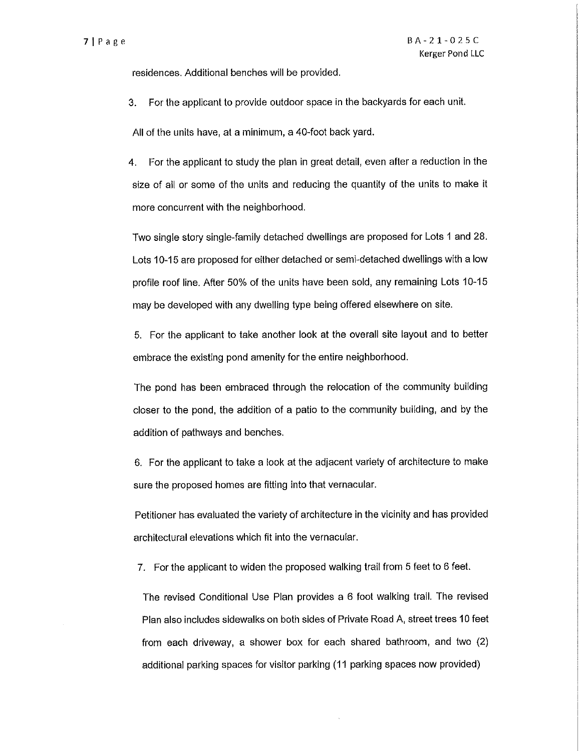residences. Additional benches will be provided.

3. For the applicant to provide outdoor space in the backyards for each unit.

All of the units have, at a minimum, a 40-foot back yard.

4. For the applicant to study the plan in great detail, even after a reduction in the size of all or some of the units and reducing the quantity of the units to make it more concurrent with the neighborhood.

Two single story single-family detached dwellings are proposed for Lots 1 and 28. Lots 10-15 are proposed for either detached or semi-detached dwellings with a low profile roof line. After 50% of the units have been sold, any remaining Lots 10-15 may be developed with any dwelling type being offered elsewhere on site.

5. For the applicant to take another look at the overall site layout and to better embrace the existing pond amenity for the entire neighborhood.

The pond has been embraced through the relocation of the community building closer to the pond, the addition of a patio to the community building, and by the addition of pathways and benches.

6. For the applicant to take a look at the adjacent variety of architecture to make sure the proposed homes are fitting into that vernacular.

Petitioner has evaluated the variety of architecture in the vicinity and has provided architectural elevations which fit into the vernacular.

7. For the applicant to widen the proposed walking trail from 5 feet to 6 feet.

The revised Conditional Use Plan provides a 6 foot walking trail. The revised Plan also includes sidewalks on both sides of Private Road A, street trees 10 feet from each driveway, a shower box for each shared bathroom, and two (2) additional parking spaces for visitor parking (11 parking spaces now provided)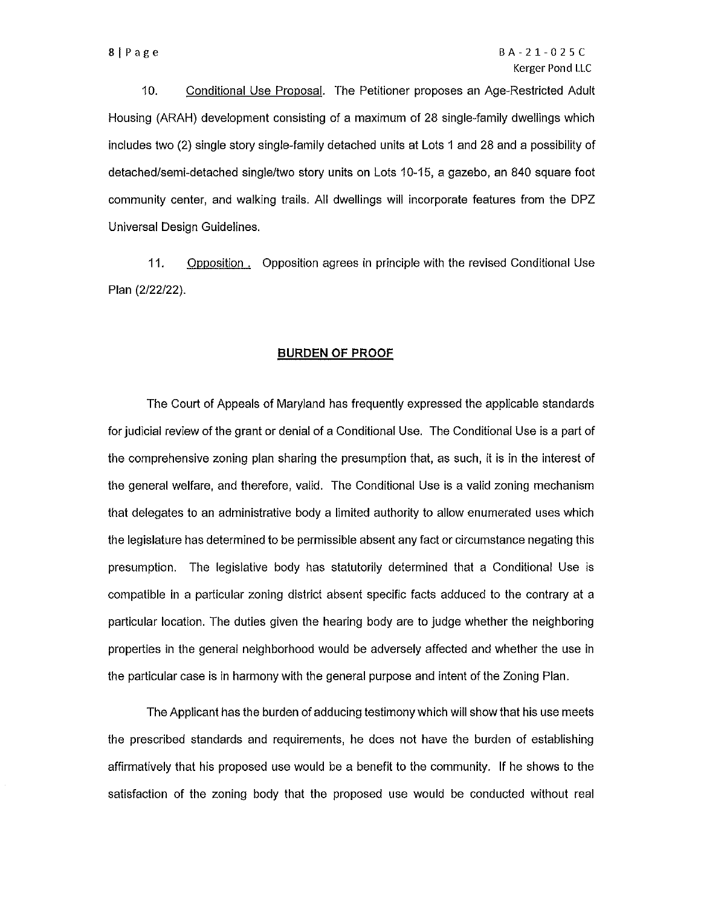10. Conditional Use Proposal. The Petitioner proposes an Age-Restricted Adult Housing (ARAH) development consisting of a maximum of 28 single-family dwellings which includes two (2) single story single-family detached units at Lots 1 and 28 and a possibility of detached/semi-detached single/two story units on Lots 10-15, a gazebo, an 840 square foot community center, and walking trails. All dwellings will incorporate features from the DPZ Universal Design Guidelines.

11. Opposition . Opposition agrees in principle with the revised Conditional Use Plan (2/22/22).

## BURDEN OF PROOF

The Court of Appeals of Maryland has frequently expressed the applicable standards for judicial review of the grant or denial of a Conditional Use. The Conditional Use is a part of the comprehensive zoning plan sharing the presumption that, as such, it is in the interest of the general welfare, and therefore, valid. The Conditional Use is a valid zoning mechanism that delegates to an administrative body a limited authority to allow enumerated uses which the legislature has determined to be permissible absent any fact or circumstance negating this presumption. The legislative body has statutorily determined that a Conditional Use is compatible in a particular zoning district absent specific facts adduced to the contrary at a particular location. The duties given the hearing body are to judge whether the neighboring properties in the general neighborhood would be adversely affected and whether the use in the particular case is in harmony with the general purpose and intent of the Zoning Plan.

The Applicant has the burden of adducing testimony which will show that his use meets the prescribed standards and requirements, he does not have the burden of establishing affirmatively that his proposed use would be a benefit to the community. If he shows to the satisfaction of the zoning body that the proposed use would be conducted without real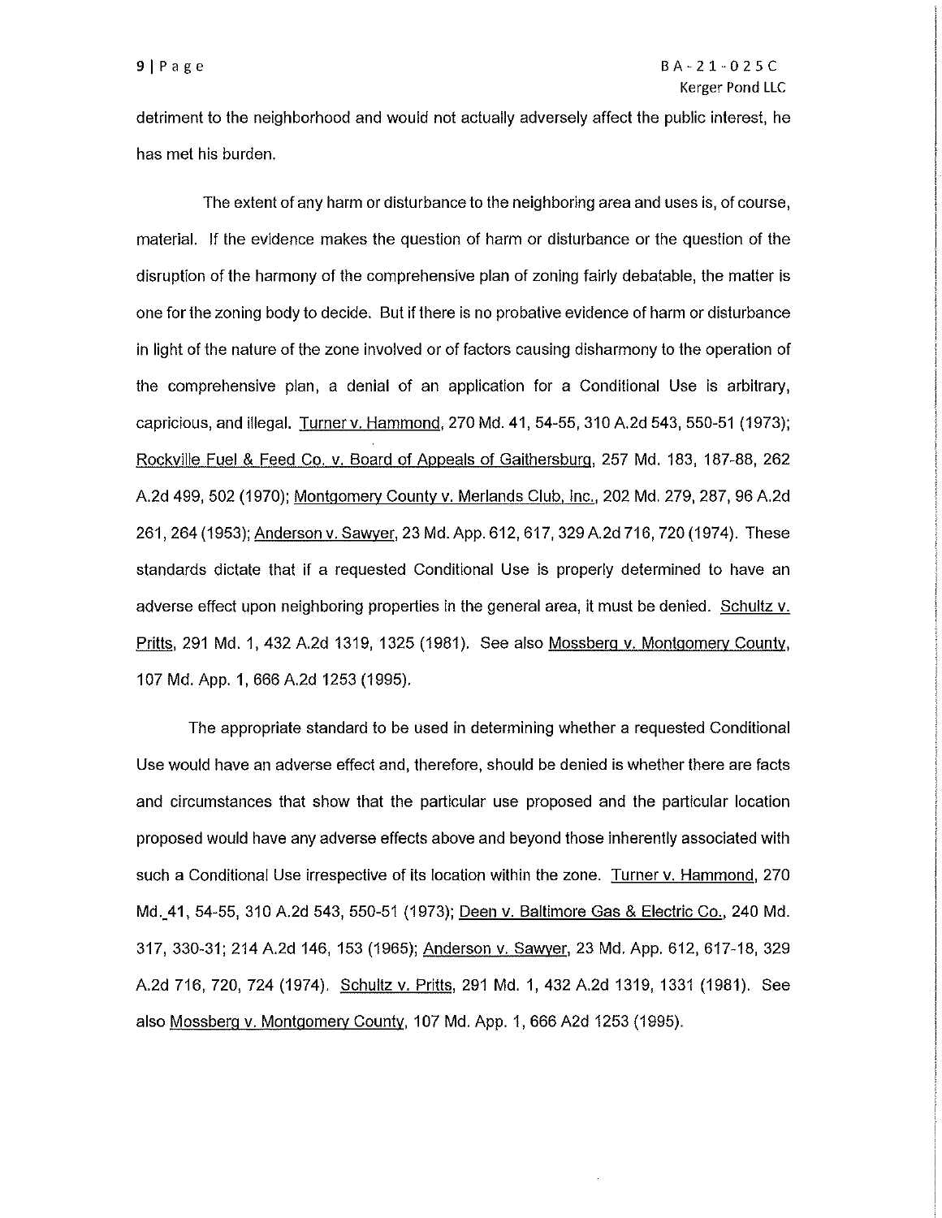detriment to the neighborhood and would not actually adversely affect the public interest, he has met his burden.

The extent of any harm or disturbance to the neighboring area and uses is, of course, material. If the evidence makes the question of harm or disturbance or the question of the disruption of the harmony of the comprehensive plan of zoning fairly debatable, the matter is one for the zoning body to decide. But if there is no probative evidence of harm or disturbance in light of the nature of the zone involved or of factors causing disharmony to the operation of the comprehensive plan, a denial of an application for a Conditional Use is arbitrary, capricious, and illegal. Turner v. Hammond, 270 Md. 41, 54-55, 310 A.2d 543, 550-51 (1973); Rockville Fuel & Feed Co. v. Board of Appeals of Gaithersburg, 257 Md. 183, 187-88, 262 A.2d 499, 502 (1970); Montgomery County v. Merlands Club, Inc., 202 Md. 279, 287, 96 A.2d 261, 264 (1953); Anderson v. Sawyer, 23 Md. App. 612, 617, 329 A.2d 716, 720 (1974). These standards dictate that if a requested Conditional Use is properly determined to have an adverse effect upon neighboring properties in the general area, it must be denied. Schultz v. Pritts, 291 Md. 1, 432 A.2d 1319, 1325 (1981). See also Mossberg v. Montgomery County, 107 Md. App. 1, 666 A.2d 1253 (1995).

The appropriate standard to be used in determining whether a requested Conditional Use would have an adverse effect and, therefore, should be denied is whether there are facts and circumstances that show that the particular use proposed and the particular location proposed would have any adverse effects above and beyond those inherently associated with such a Conditional Use irrespective of its location within the zone. Turner v. Hammond, 270 Md. 41, 54-55, 310 A.2d 543, 550-51 (1973); Deen v. Baltimore Gas & Electric Co., 240 Md. 317, 330-31; 214 A.2d 146, 153 (1965); Anderson v. Sawyer, 23 Md. App. 612, 617-18, 329 A.2d 716, 720, 724 (1974). Schultz v. Pritts, 291 Md. 1, 432 A.2d 1319, 1331 (1981). See also Mossberg v. Montgomery County, 107 Md. App. 1, 666 A2d 1253 (1995).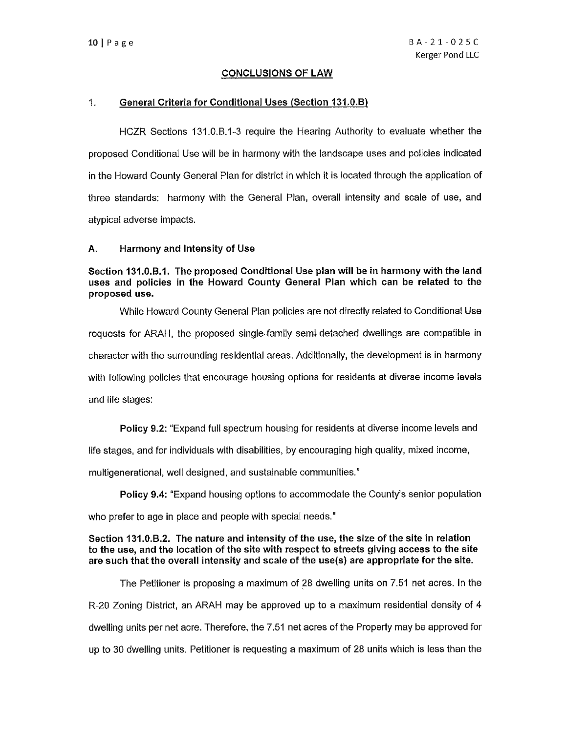## CONCLUSIONS OF LAW

### 1. General Criteria for Conditional Uses (Section 131.0.B)

HCZR Sections 131.0.B.1-3 require the Hearing Authority to evaluate whether the proposed Conditional Use will be in harmony with the landscape uses and policies indicated in the Howard County General Plan for district in which it is located through the application of three standards: harmony with the General Plan, overall intensity and scale of use, and atypical adverse impacts.

### A. Harmony and Intensity of Use

**Section 131.0.B.1. The proposed Conditional Use plan will be in harmony with the land uses and policies in the Howard County General Plan which can be related to the proposed use.**

While Howard County General Plan policies are not directly related to Conditional Use requests for ARAH, the proposed single-family semi-detached dwellings are compatible in character with the surrounding residential areas. Additionally, the development is in harmony with following policies that encourage housing options for residents at diverse income levels and life stages:

**Policy 9.2:** "Expand full spectrum housing for residents at diverse income levels and life stages, and for individuals with disabilities, by encouraging high quality, mixed income, multigenerational, well designed, and sustainable communities."

**Policy 9.4:** "Expand housing options to accommodate the County's senior population who prefer to age in place and people with special needs."

**Section 131.0.B.2. The nature and intensity of the use, the size of the site in relation to the use, and the location of the site with respect to streets giving access to the site are such that the overall intensity and scale of the use(s) are appropriate for the site.**

The Petitioner is proposing a maximum of 28 dwelling units on 7.51 net acres. In the R-20 Zoning District, an ARAH may be approved up to a maximum residential density of 4 dwelling units per net acre. Therefore, the 7.51 net acres of the Property may be approved for up to 30 dwelling units. Petitioner is requesting a maximum of 28 units which is less than the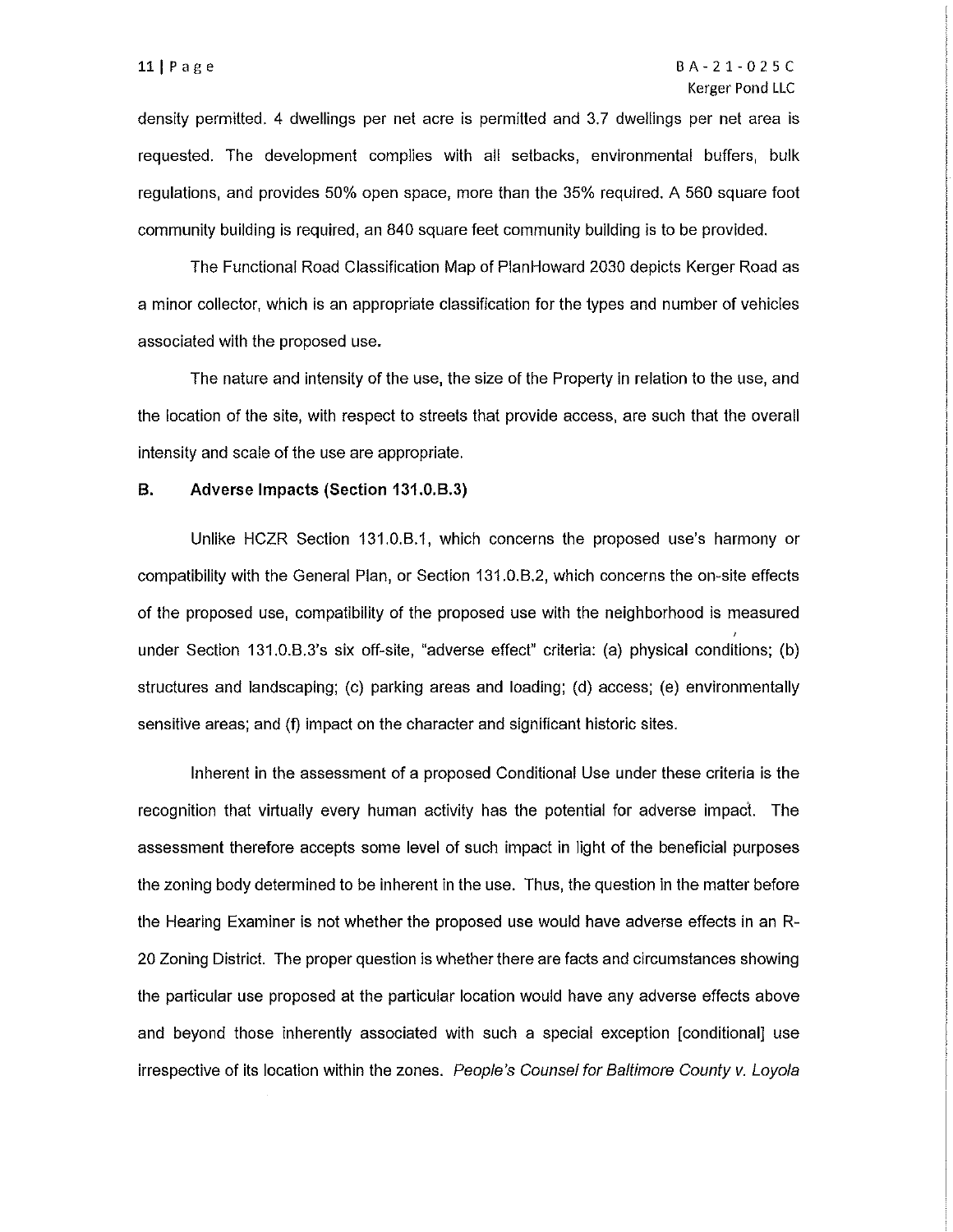density permitted. 4 dwellings per net acre is permitted and 3.7 dwellings per net area is requested. The development complies with all setbacks, environmental buffers, bulk regulations, and provides 50% open space, more than the 35% required. A 560 square foot community building is required, an 840 square feet community building is to be provided.

The Functional Road Classification Map of PlanHoward 2030 depicts Kerger Road as a minor collector, which is an appropriate classification for the types and number of vehicles associated with the proposed use.

The nature and intensity of the use, the size of the Property in relation to the use, and the location of the site, with respect to streets that provide access, are such that the overall intensity and scale of the use are appropriate.

**B. Adverse Impacts (Section 131.0.B.3)**

Unlike HCZR Section 131.0.B.1, which concerns the proposed use's harmony or compatibility with the General Plan, or Section 131.0.B.2, which concerns the on-site effects of the proposed use, compatibility of the proposed use with the neighborhood is measured under Section 131.0.B.3's six off-site, "adverse effect" criteria: (a) physical conditions; (b) structures and landscaping; (c) parking areas and loading; (d) access; (e) environmentally sensitive areas; and (f) impact on the character and significant historic sites.

Inherent in the assessment of a proposed Conditional Use under these criteria is the recognition that virtually every human activity has the potential for adverse impact. The assessment therefore accepts some level of such impact in light of the beneficial purposes the zoning body determined to be inherent in the use. Thus, the question in the matter before the Hearing Examiner is not whether the proposed use would have adverse effects in an R-20 Zoning District. The proper question is whether there are facts and circumstances showing the particular use proposed at the particular location would have any adverse effects above and beyond those inherently associated with such a special exception [conditional] use irrespective of its location within the zones. *People's Counsel for Baltimore County v. Loyola*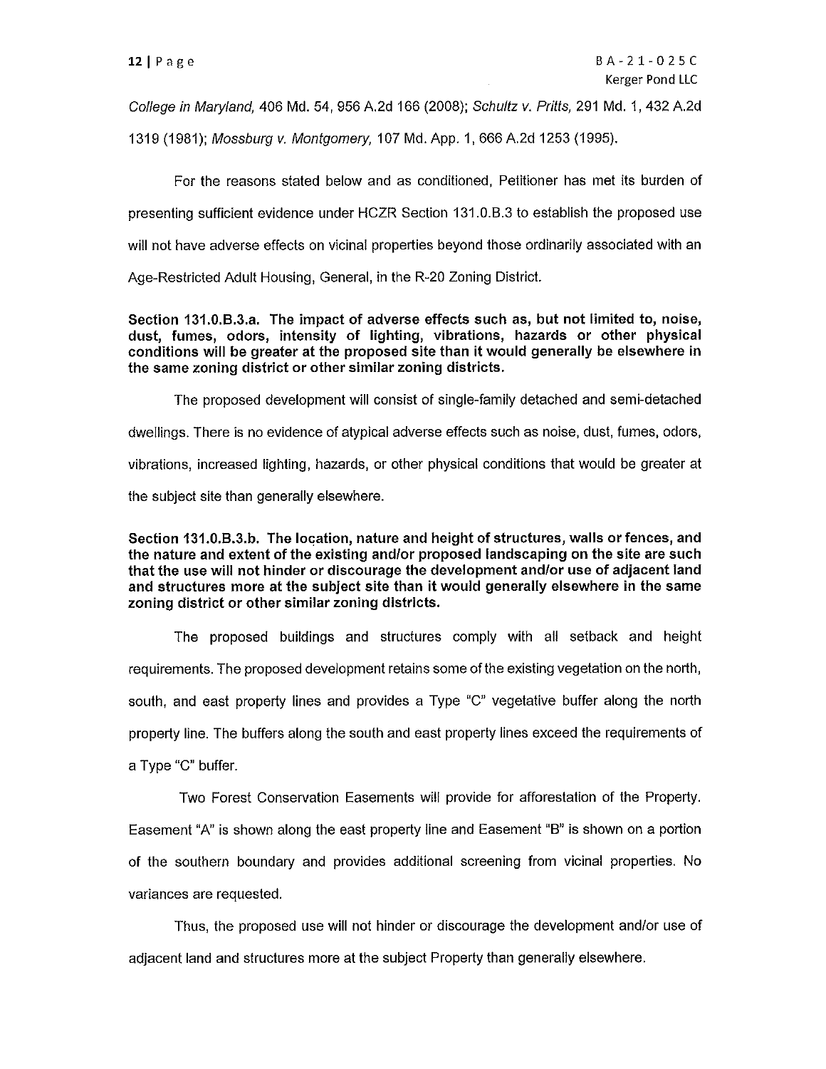*College in Maryland*, 406 Md. 54, 956 A.2d 166 (2008); *Schultz v. Pritts*, 291 Md. 1, 432 A.2d 1319 (1981); *Mossburg v. Montgomery*, 107 Md. App. 1, 666 A.2d 1253 (1995).

For the reasons stated below and as conditioned, Petitioner has met its burden of presenting sufficient evidence under HCZR Section 131.0.B.3 to establish the proposed use will not have adverse effects on vicinal properties beyond those ordinarily associated with an Age-Restricted Adult Housing, General, in the R-20 Zoning District.

**Section 131.0.B.3.a. The impact of adverse effects such as, but not limited to, noise, dust, fumes, odors, intensity of lighting, vibrations, hazards or other physical conditions will be greater at the proposed site than it would generally be elsewhere in the same zoning district or other similar zoning districts.**

The proposed development will consist of single-family detached and semi-detached dwellings. There is no evidence of atypical adverse effects such as noise, dust, fumes, odors, vibrations, increased lighting, hazards, or other physical conditions that would be greater at the subject site than generally elsewhere.

**Section 131.0.B.3.b. The location, nature and height of structures, walls or fences, and the nature and extent of the existing and/or proposed landscaping on the site are such that the use will not hinder or discourage the development and/or use of adjacent land and structures more at the subject site than it would generally elsewhere in the same zoning district or other similar zoning districts.**

The proposed buildings and structures comply with all setback and height requirements. The proposed development retains some of the existing vegetation on the north, south, and east property lines and provides a Type "C" vegetative buffer along the north property line. The buffers along the south and east property lines exceed the requirements of a Type "C" buffer.

Two Forest Conservation Easements will provide for afforestation of the Property. Easement "A" is shown along the east property line and Easement "B" is shown on a portion of the southern boundary and provides additional screening from vicinal properties. No variances are requested.

Thus, the proposed use will not hinder or discourage the development and/or use of adjacent land and structures more at the subject Property than generally elsewhere.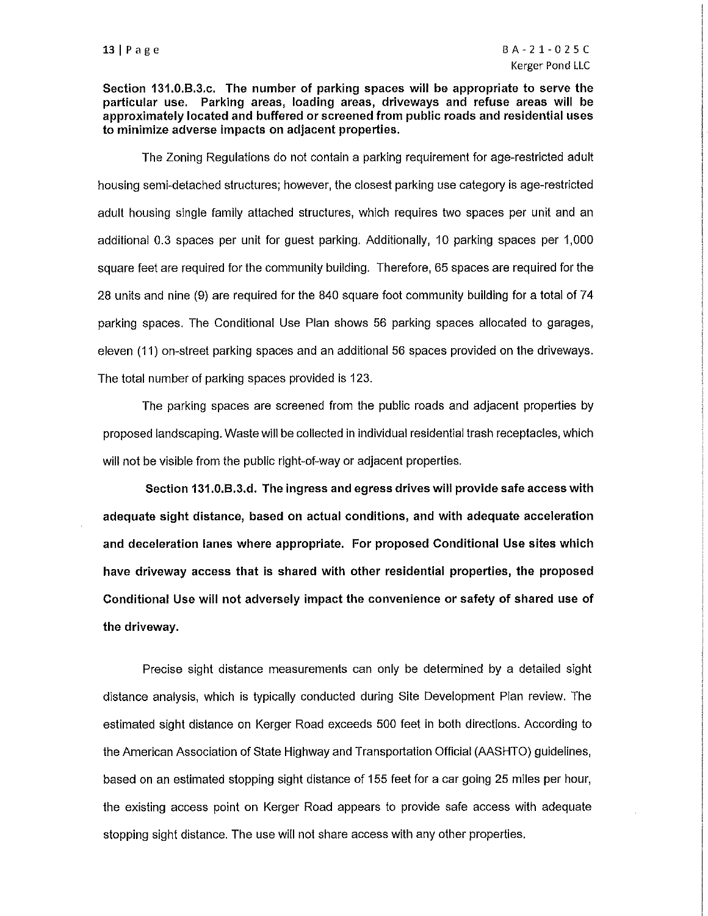**Section 131.0.B.3.c. The number of parking spaces will be appropriate to serve the particular use. Parking areas, loading areas, driveways and refuse areas will be approximately located and buffered or screened from public roads and residential uses to minimize adverse impacts on adjacent properties.**

The Zoning Regulations do not contain a parking requirement for age-restricted adult housing semi-detached structures; however, the closest parking use category is age-restricted adult housing single family attached structures, which requires two spaces per unit and an additional 0.3 spaces per unit for guest parking. Additionally, 10 parking spaces per 1,000 square feet are required for the community building. Therefore, 65 spaces are required for the 28 units and nine (9) are required for the 840 square foot community building for a total of 74 parking spaces. The Conditional Use Plan shows 56 parking spaces allocated to garages, eleven (11) on-street parking spaces and an additional 56 spaces provided on the driveways. The total number of parking spaces provided is 123.

The parking spaces are screened from the public roads and adjacent properties by proposed landscaping. Waste will be collected in individual residential trash receptacles, which will not be visible from the public right-of-way or adjacent properties.

**Section 131.0.B.3.d. The ingress and egress drives will provide safe access with adequate sight distance, based on actual conditions, and with adequate acceleration and deceleration lanes where appropriate. For proposed Conditional Use sites which have driveway access that is shared with other residential properties, the proposed Conditional Use will not adversely impact the convenience or safety of shared use of the driveway.**

Precise sight distance measurements can only be determined by a detailed sight distance analysis, which is typically conducted during Site Development Plan review. The estimated sight distance on Kerger Road exceeds 500 feet in both directions. According to the American Association of State Highway and Transportation Official (AASHTO) guidelines, based on an estimated stopping sight distance of 155 feet for a car going 25 miles per hour, the existing access point on Kerger Road appears to provide safe access with adequate stopping sight distance. The use will not share access with any other properties.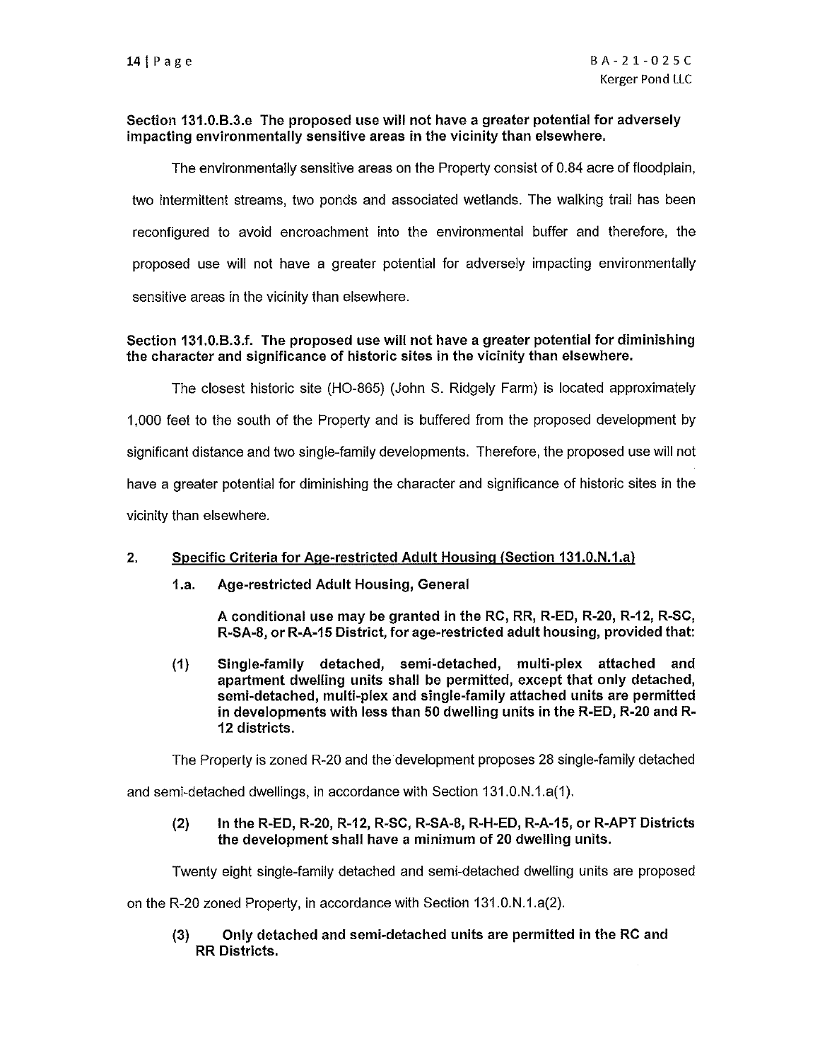**Section 131.0.B.3.e The proposed use will not have a greater potential for adversely impacting environmentally sensitive areas in the vicinity than elsewhere.**

The environmentally sensitive areas on the Property consist of 0.84 acre of floodplain, two intermittent streams, two ponds and associated wetlands. The walking trail has been reconfigured to avoid encroachment into the environmental buffer and therefore, the proposed use will not have a greater potential for adversely impacting environmentally sensitive areas in the vicinity than elsewhere.

**Section 131.0.B.3.f. The proposed use will not have a greater potential for diminishing the character and significance of historic sites in the vicinity than elsewhere.**

The closest historic site (HO-865) (John S. Ridgely Farm) is located approximately 1,000 feet to the south of the Property and is buffered from the proposed development by significant distance and two single-family developments. Therefore, the proposed use will not have a greater potential for diminishing the character and significance of historic sites in the vicinity than elsewhere.

2. **Specific Criteria for Age-restricted Adult Housing (Section 131.0.N.1.a)**

   **1.a. Age-restricted Adult Housing, General**

   **A conditional use may be granted in the RC, RR, R-ED, R-20, R-12, R-SC, R-SA-8, or R-A-15 District, for age-restricted adult housing, provided that:**

   **(1) Single-family detached, semi-detached, multi-plex attached and apartment dwelling units shall be permitted, except that only detached, semi-detached, multi-plex and single-family attached units are permitted in developments with less than 50 dwelling units in the R-ED, R-20 and R-12 districts.**

The Property is zoned R-20 and the development proposes 28 single-family detached and semi-detached dwellings, in accordance with Section 131.0.N.1.a(1).

   **(2) In the R-ED, R-20, R-12, R-SC, R-SA-8, R-H-ED, R-A-15, or R-APT Districts the development shall have a minimum of 20 dwelling units.**

Twenty eight single-family detached and semi-detached dwelling units are proposed on the R-20 zoned Property, in accordance with Section 131.0.N.1.a(2).

   **(3) Only detached and semi-detached units are permitted in the RC and RR Districts.**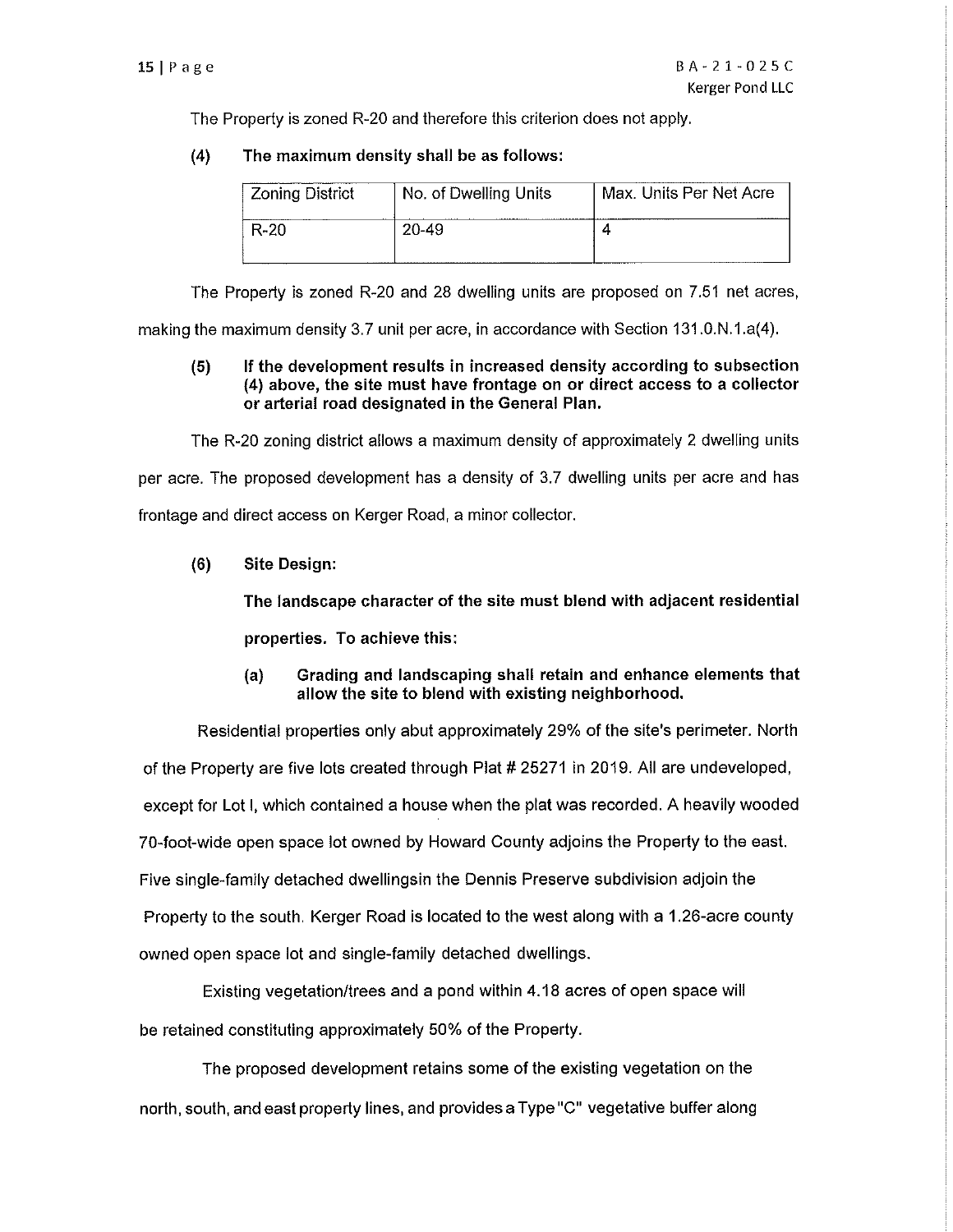The Property is zoned R-20 and therefore this criterion does not apply.

**(4) The maximum density shall be as follows:**

| Zoning District | No. of Dwelling Units | Max. Units Per Net Acre |
|---|---|---|
| R-20 | 20-49 | 4 |

The Property is zoned R-20 and 28 dwelling units are proposed on 7.51 net acres, making the maximum density 3.7 unit per acre, in accordance with Section 131.0.N.1.a(4).

**(5) If the development results in increased density according to subsection (4) above, the site must have frontage on or direct access to a collector or arterial road designated in the General Plan.**

The R-20 zoning district allows a maximum density of approximately 2 dwelling units per acre. The proposed development has a density of 3.7 dwelling units per acre and has frontage and direct access on Kerger Road, a minor collector.

**(6) Site Design:**

**The landscape character of the site must blend with adjacent residential properties. To achieve this:**

**(a) Grading and landscaping shall retain and enhance elements that allow the site to blend with existing neighborhood.**

Residential properties only abut approximately 29% of the site's perimeter. North of the Property are five lots created through Plat # 25271 in 2019. All are undeveloped, except for Lot I, which contained a house when the plat was recorded. A heavily wooded 70-foot-wide open space lot owned by Howard County adjoins the Property to the east. Five single-family detached dwellingsin the Dennis Preserve subdivision adjoin the Property to the south. Kerger Road is located to the west along with a 1.26-acre county owned open space lot and single-family detached dwellings.

Existing vegetation/trees and a pond within 4.18 acres of open space will be retained constituting approximately 50% of the Property.

The proposed development retains some of the existing vegetation on the north, south, and east property lines, and provides a Type "C" vegetative buffer along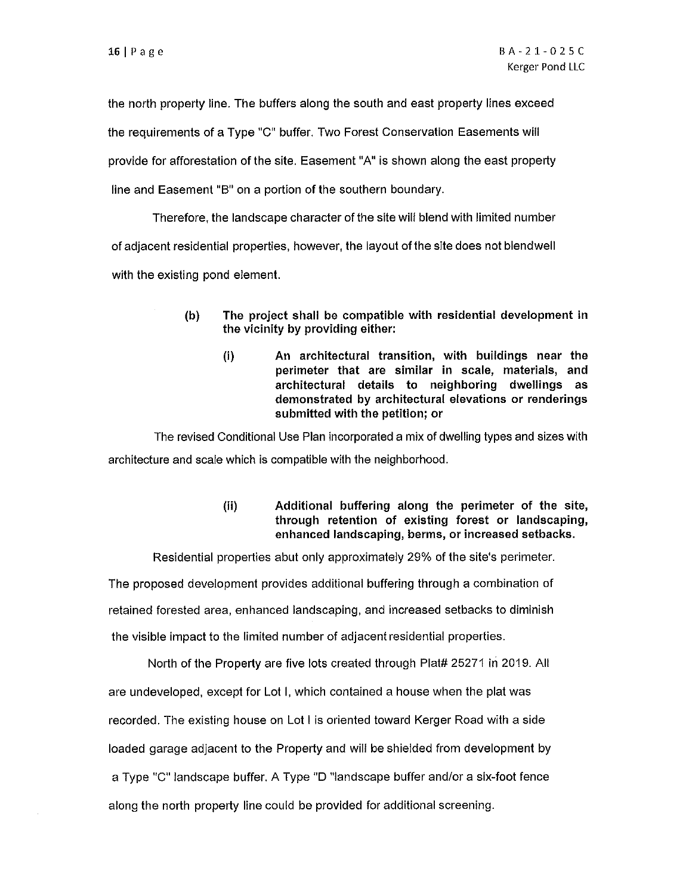the north property line. The buffers along the south and east property lines exceed the requirements of a Type "C" buffer. Two Forest Conservation Easements will provide for afforestation of the site. Easement "A" is shown along the east property line and Easement "B" on a portion of the southern boundary.

Therefore, the landscape character of the site will blend with limited number of adjacent residential properties, however, the layout of the site does not blendwell with the existing pond element.

> **(b) The project shall be compatible with residential development in the vicinity by providing either:**
>
> > **(i) An architectural transition, with buildings near the perimeter that are similar in scale, materials, and architectural details to neighboring dwellings as demonstrated by architectural elevations or renderings submitted with the petition; or**

The revised Conditional Use Plan incorporated a mix of dwelling types and sizes with architecture and scale which is compatible with the neighborhood.

> > **(ii) Additional buffering along the perimeter of the site, through retention of existing forest or landscaping, enhanced landscaping, berms, or increased setbacks.**

Residential properties abut only approximately 29% of the site's perimeter. The proposed development provides additional buffering through a combination of retained forested area, enhanced landscaping, and increased setbacks to diminish the visible impact to the limited number of adjacent residential properties.

North of the Property are five lots created through Plat# 25271 in 2019. All are undeveloped, except for Lot I, which contained a house when the plat was recorded. The existing house on Lot I is oriented toward Kerger Road with a side loaded garage adjacent to the Property and will be shielded from development by a Type "C" landscape buffer. A Type "D "landscape buffer and/or a six-foot fence along the north property line could be provided for additional screening.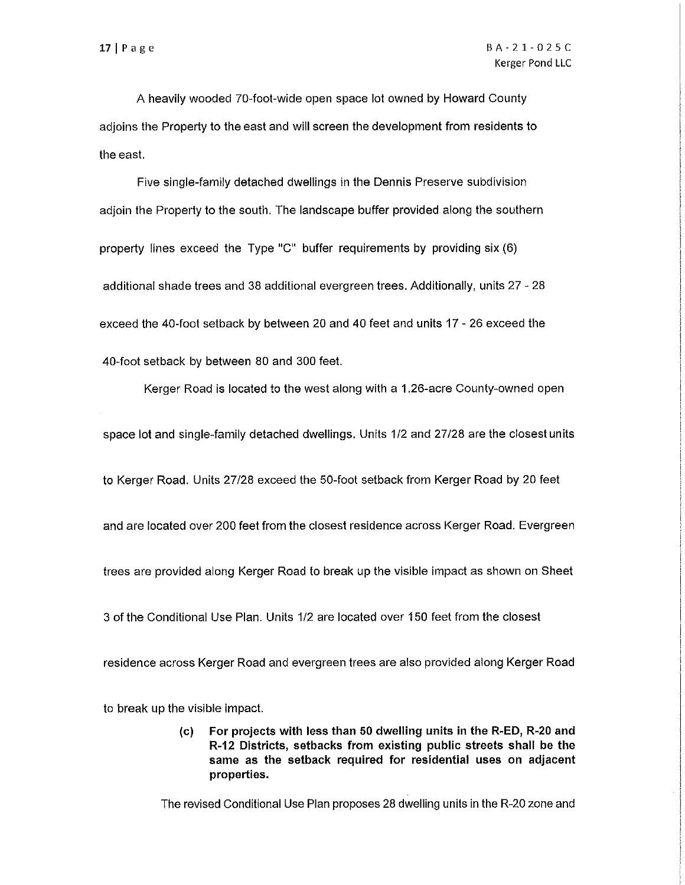A heavily wooded 70-foot-wide open space lot owned by Howard County adjoins the Property to the east and will screen the development from residents to the east.

Five single-family detached dwellings in the Dennis Preserve subdivision adjoin the Property to the south. The landscape buffer provided along the southern property lines exceed the Type "C" buffer requirements by providing six (6) additional shade trees and 38 additional evergreen trees. Additionally, units 27 - 28 exceed the 40-foot setback by between 20 and 40 feet and units 17 - 26 exceed the 40-foot setback by between 80 and 300 feet.

Kerger Road is located to the west along with a 1.26-acre County-owned open space lot and single-family detached dwellings. Units 1/2 and 27/28 are the closest units to Kerger Road. Units 27/28 exceed the 50-foot setback from Kerger Road by 20 feet and are located over 200 feet from the closest residence across Kerger Road. Evergreen trees are provided along Kerger Road to break up the visible impact as shown on Sheet 3 of the Conditional Use Plan. Units 1/2 are located over 150 feet from the closest residence across Kerger Road and evergreen trees are also provided along Kerger Road to break up the visible impact.

> **(c) For projects with less than 50 dwelling units in the R-ED, R-20 and R-12 Districts, setbacks from existing public streets shall be the same as the setback required for residential uses on adjacent properties.**

The revised Conditional Use Plan proposes 28 dwelling units in the R-20 zone and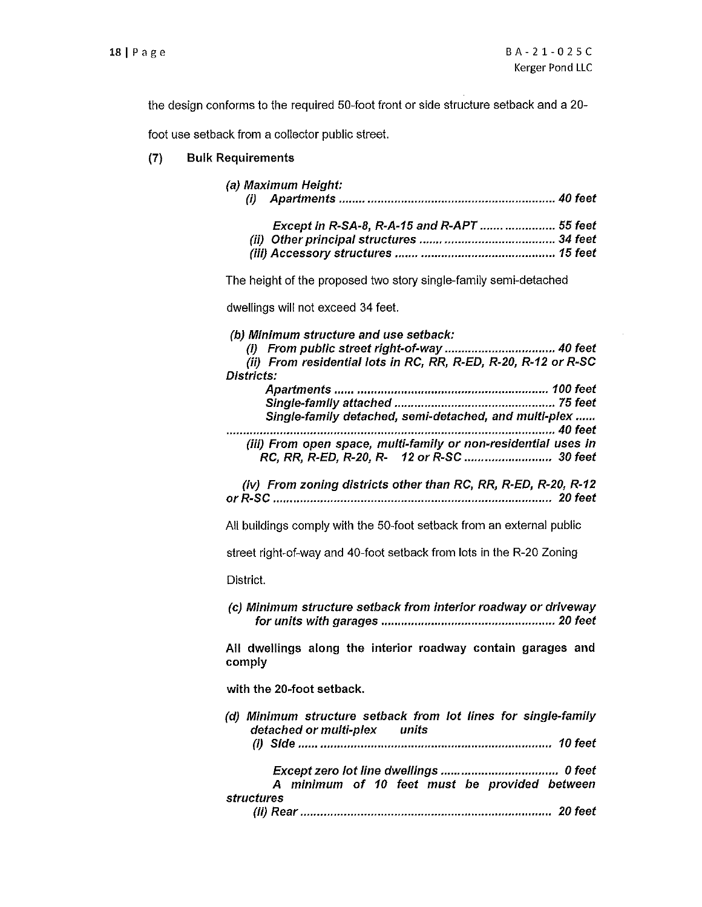the design conforms to the required 50-foot front or side structure setback and a 20-foot use setback from a collector public street.

**(7) Bulk Requirements**

***(a) Maximum Height:***

***(i) Apartments ........................................................................ 40 feet***

***Except in R-SA-8, R-A-15 and R-APT ....................... 55 feet***

***(ii) Other principal structures ........................................ 34 feet***

***(iii) Accessory structures ................................................ 15 feet***

The height of the proposed two story single-family semi-detached dwellings will not exceed 34 feet.

***(b) Minimum structure and use setback:***

***(i) From public street right-of-way .................................. 40 feet***

***(ii) From residential lots in RC, RR, R-ED, R-20, R-12 or R-SC Districts:***

***Apartments .......................................................................... 100 feet***

***Single-family attached ................................................ 75 feet***

***Single-family detached, semi-detached, and multi-plex ...... ........................................................................................... 40 feet***

***(iii) From open space, multi-family or non-residential uses in RC, RR, R-ED, R-20, R- 12 or R-SC .......................... 30 feet***

***(iv) From zoning districts other than RC, RR, R-ED, R-20, R-12 or R-SC ................................................................................. 20 feet***

All buildings comply with the 50-foot setback from an external public street right-of-way and 40-foot setback from lots in the R-20 Zoning District.

***(c) Minimum structure setback from interior roadway or driveway for units with garages ................................................. 20 feet***

**All dwellings along the interior roadway contain garages and comply**

**with the 20-foot setback.**

***(d) Minimum structure setback from lot lines for single-family detached or multi-plex units***

***(i) Side ........................................................................ 10 feet***

***Except zero lot line dwellings .................................... 0 feet***

***A minimum of 10 feet must be provided between structures***

***(ii) Rear .......................................................................... 20 feet***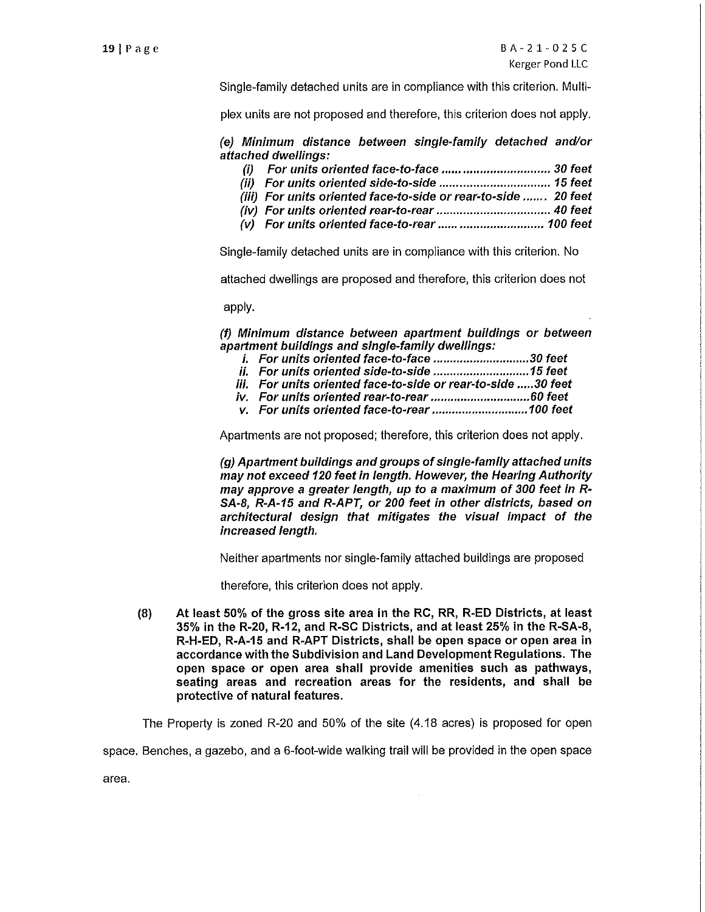Single-family detached units are in compliance with this criterion. Multi-plex units are not proposed and therefore, this criterion does not apply.

***(e) Minimum distance between single-family detached and/or attached dwellings:***

- ***(i) For units oriented face-to-face ..................................... 30 feet***
- ***(ii) For units oriented side-to-side ..................................... 15 feet***
- ***(iii) For units oriented face-to-side or rear-to-side ....... 20 feet***
- ***(iv) For units oriented rear-to-rear ..................................... 40 feet***
- ***(v) For units oriented face-to-rear ..................................... 100 feet***

Single-family detached units are in compliance with this criterion. No attached dwellings are proposed and therefore, this criterion does not apply.

***(f) Minimum distance between apartment buildings or between apartment buildings and single-family dwellings:***

- ***i. For units oriented face-to-face ..............................30 feet***
- ***ii. For units oriented side-to-side ..............................15 feet***
- ***iii. For units oriented face-to-side or rear-to-side .....30 feet***
- ***iv. For units oriented rear-to-rear ..............................60 feet***
- ***v. For units oriented face-to-rear ..............................100 feet***

Apartments are not proposed; therefore, this criterion does not apply.

***(g) Apartment buildings and groups of single-family attached units may not exceed 120 feet in length. However, the Hearing Authority may approve a greater length, up to a maximum of 300 feet in R-SA-8, R-A-15 and R-APT, or 200 feet in other districts, based on architectural design that mitigates the visual impact of the increased length.***

Neither apartments nor single-family attached buildings are proposed therefore, this criterion does not apply.

**(8) At least 50% of the gross site area in the RC, RR, R-ED Districts, at least 35% in the R-20, R-12, and R-SC Districts, and at least 25% in the R-SA-8, R-H-ED, R-A-15 and R-APT Districts, shall be open space or open area in accordance with the Subdivision and Land Development Regulations. The open space or open area shall provide amenities such as pathways, seating areas and recreation areas for the residents, and shall be protective of natural features.**

The Property is zoned R-20 and 50% of the site (4.18 acres) is proposed for open space. Benches, a gazebo, and a 6-foot-wide walking trail will be provided in the open space area.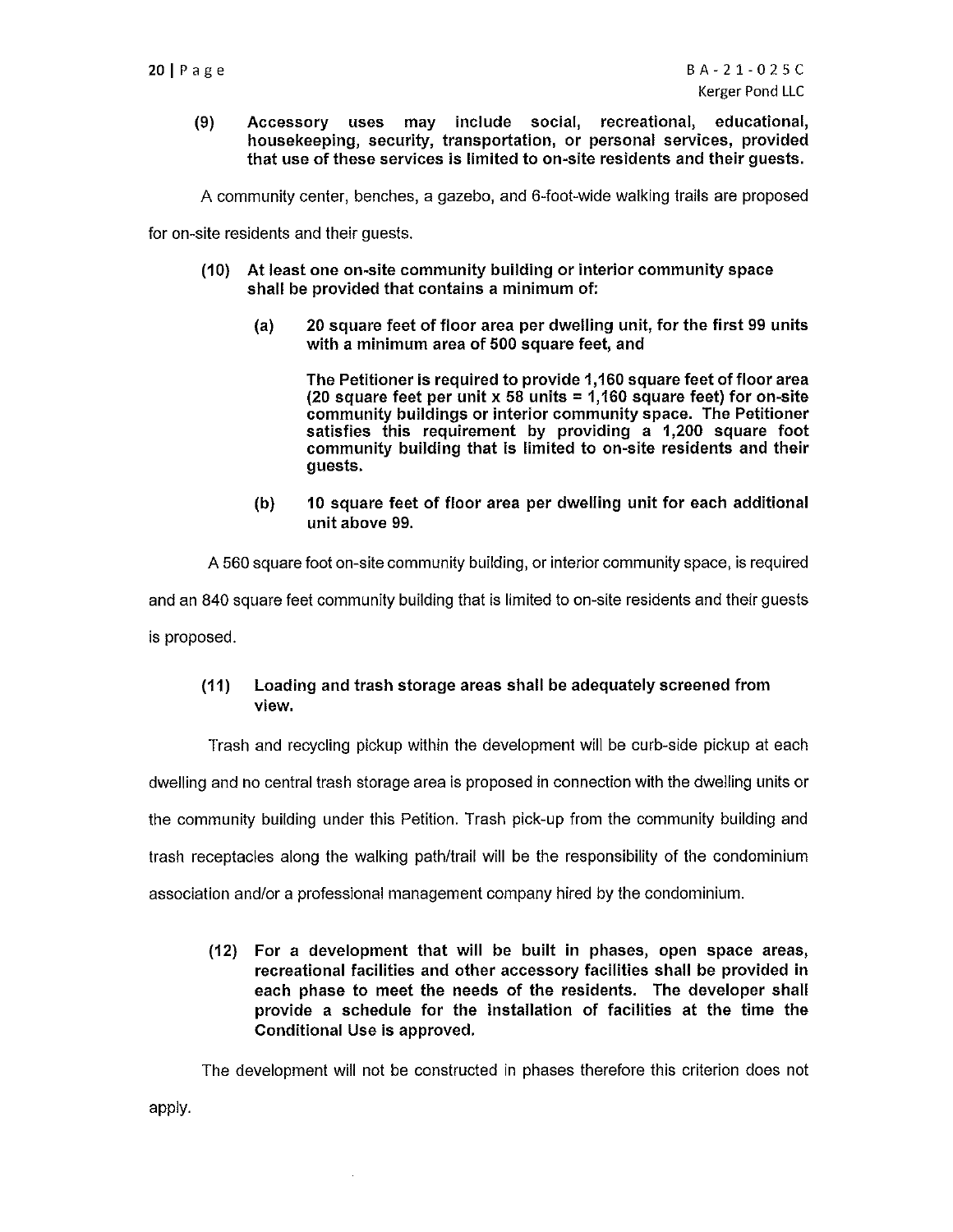**(9) Accessory uses may include social, recreational, educational, housekeeping, security, transportation, or personal services, provided that use of these services is limited to on-site residents and their guests.**

A community center, benches, a gazebo, and 6-foot-wide walking trails are proposed for on-site residents and their guests.

**(10) At least one on-site community building or interior community space shall be provided that contains a minimum of:**

**(a) 20 square feet of floor area per dwelling unit, for the first 99 units with a minimum area of 500 square feet, and**

**The Petitioner is required to provide 1,160 square feet of floor area (20 square feet per unit x 58 units = 1,160 square feet) for on-site community buildings or interior community space. The Petitioner satisfies this requirement by providing a 1,200 square foot community building that is limited to on-site residents and their guests.**

**(b) 10 square feet of floor area per dwelling unit for each additional unit above 99.**

A 560 square foot on-site community building, or interior community space, is required and an 840 square feet community building that is limited to on-site residents and their guests is proposed.

**(11) Loading and trash storage areas shall be adequately screened from view.**

Trash and recycling pickup within the development will be curb-side pickup at each dwelling and no central trash storage area is proposed in connection with the dwelling units or the community building under this Petition. Trash pick-up from the community building and trash receptacles along the walking path/trail will be the responsibility of the condominium association and/or a professional management company hired by the condominium.

**(12) For a development that will be built in phases, open space areas, recreational facilities and other accessory facilities shall be provided in each phase to meet the needs of the residents. The developer shall provide a schedule for the installation of facilities at the time the Conditional Use is approved.**

The development will not be constructed in phases therefore this criterion does not apply.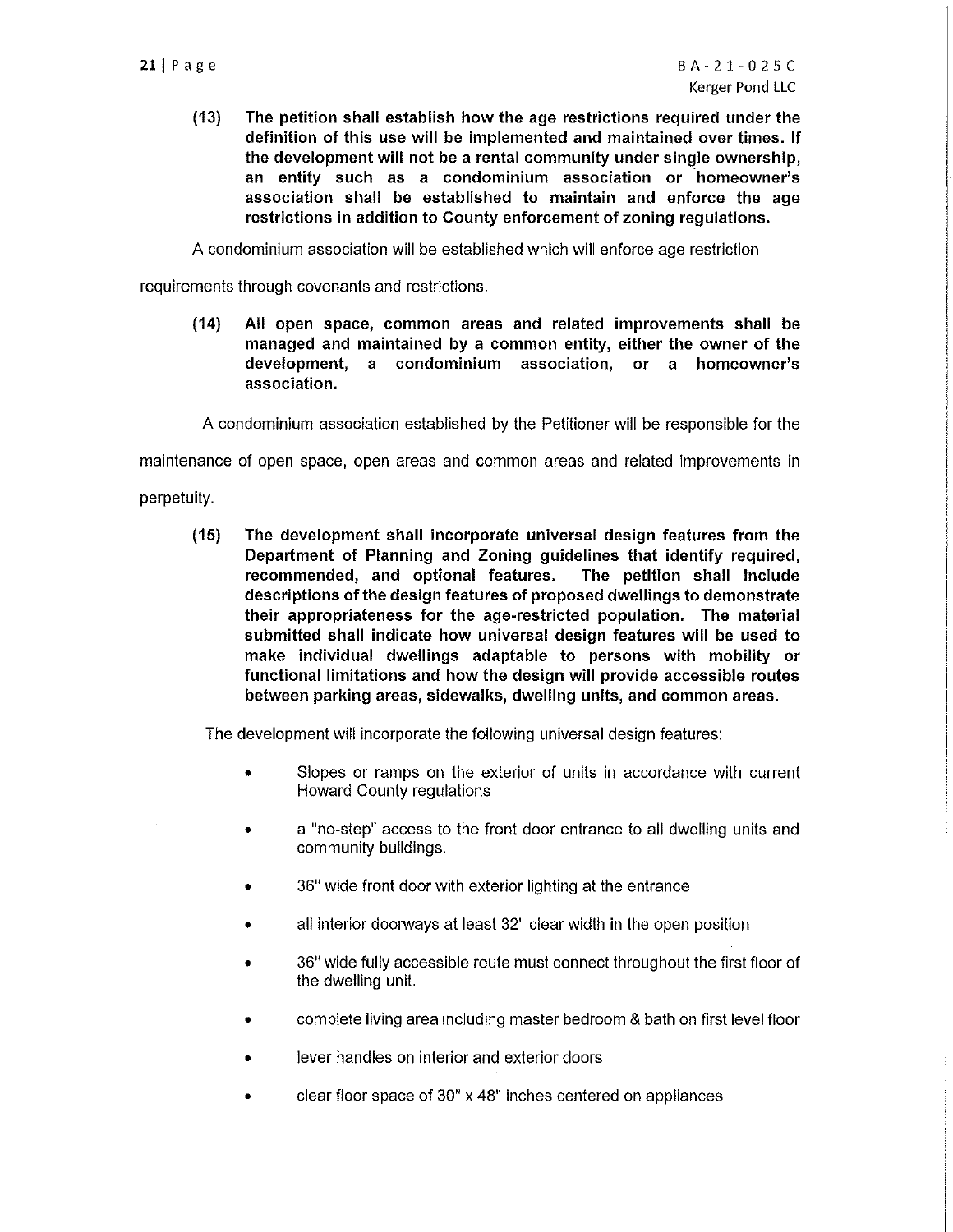**(13) The petition shall establish how the age restrictions required under the definition of this use will be implemented and maintained over times. If the development will not be a rental community under single ownership, an entity such as a condominium association or homeowner's association shall be established to maintain and enforce the age restrictions in addition to County enforcement of zoning regulations.**

A condominium association will be established which will enforce age restriction requirements through covenants and restrictions.

**(14) All open space, common areas and related improvements shall be managed and maintained by a common entity, either the owner of the development, a condominium association, or a homeowner's association.**

A condominium association established by the Petitioner will be responsible for the maintenance of open space, open areas and common areas and related improvements in perpetuity.

**(15) The development shall incorporate universal design features from the Department of Planning and Zoning guidelines that identify required, recommended, and optional features. The petition shall include descriptions of the design features of proposed dwellings to demonstrate their appropriateness for the age-restricted population. The material submitted shall indicate how universal design features will be used to make individual dwellings adaptable to persons with mobility or functional limitations and how the design will provide accessible routes between parking areas, sidewalks, dwelling units, and common areas.**

The development will incorporate the following universal design features:

- Slopes or ramps on the exterior of units in accordance with current Howard County regulations
- a "no-step" access to the front door entrance to all dwelling units and community buildings.
- 36" wide front door with exterior lighting at the entrance
- all interior doorways at least 32" clear width in the open position
- 36" wide fully accessible route must connect throughout the first floor of the dwelling unit.
- complete living area including master bedroom & bath on first level floor
- lever handles on interior and exterior doors
- clear floor space of 30" x 48" inches centered on appliances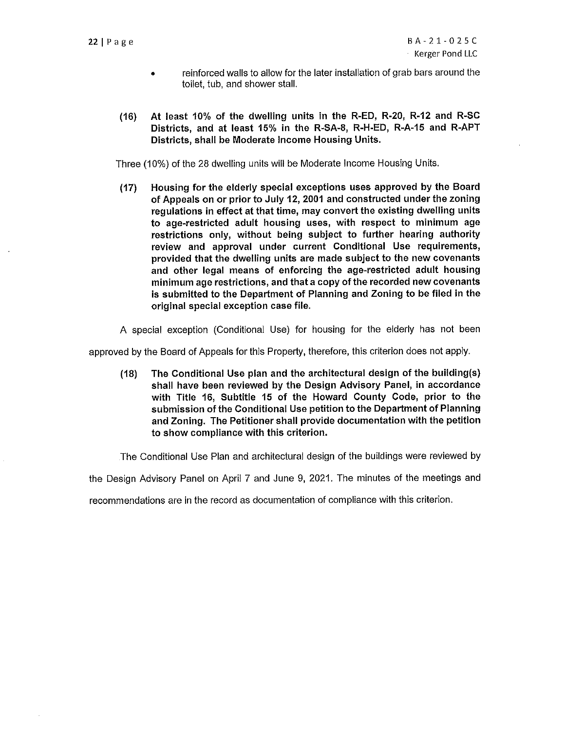- reinforced walls to allow for the later installation of grab bars around the toilet, tub, and shower stall.

**(16) At least 10% of the dwelling units in the R-ED, R-20, R-12 and R-SC Districts, and at least 15% in the R-SA-8, R-H-ED, R-A-15 and R-APT Districts, shall be Moderate Income Housing Units.**

Three (10%) of the 28 dwelling units will be Moderate Income Housing Units.

**(17) Housing for the elderly special exceptions uses approved by the Board of Appeals on or prior to July 12, 2001 and constructed under the zoning regulations in effect at that time, may convert the existing dwelling units to age-restricted adult housing uses, with respect to minimum age restrictions only, without being subject to further hearing authority review and approval under current Conditional Use requirements, provided that the dwelling units are made subject to the new covenants and other legal means of enforcing the age-restricted adult housing minimum age restrictions, and that a copy of the recorded new covenants is submitted to the Department of Planning and Zoning to be filed in the original special exception case file.**

A special exception (Conditional Use) for housing for the elderly has not been approved by the Board of Appeals for this Property, therefore, this criterion does not apply.

**(18) The Conditional Use plan and the architectural design of the building(s) shall have been reviewed by the Design Advisory Panel, in accordance with Title 16, Subtitle 15 of the Howard County Code, prior to the submission of the Conditional Use petition to the Department of Planning and Zoning. The Petitioner shall provide documentation with the petition to show compliance with this criterion.**

The Conditional Use Plan and architectural design of the buildings were reviewed by the Design Advisory Panel on April 7 and June 9, 2021. The minutes of the meetings and recommendations are in the record as documentation of compliance with this criterion.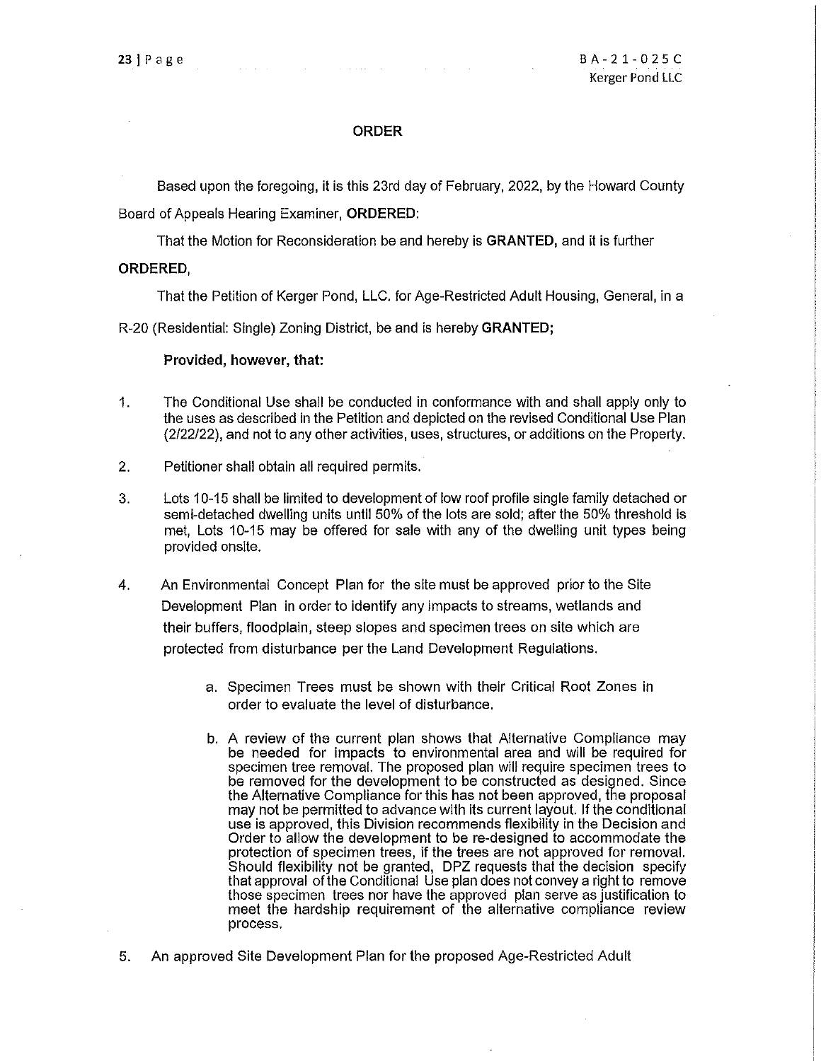## ORDER

Based upon the foregoing, it is this 23rd day of February, 2022, by the Howard County Board of Appeals Hearing Examiner, **ORDERED**:

That the Motion for Reconsideration be and hereby is **GRANTED,** and it is further

**ORDERED,**

That the Petition of Kerger Pond, LLC. for Age-Restricted Adult Housing, General, in a R-20 (Residential: Single) Zoning District, be and is hereby **GRANTED;**

**Provided, however, that:**

1. The Conditional Use shall be conducted in conformance with and shall apply only to the uses as described in the Petition and depicted on the revised Conditional Use Plan (2/22/22), and not to any other activities, uses, structures, or additions on the Property.

2. Petitioner shall obtain all required permits.

3. Lots 10-15 shall be limited to development of low roof profile single family detached or semi-detached dwelling units until 50% of the lots are sold; after the 50% threshold is met, Lots 10-15 may be offered for sale with any of the dwelling unit types being provided onsite.

4. An Environmental Concept Plan for the site must be approved prior to the Site Development Plan in order to identify any impacts to streams, wetlands and their buffers, floodplain, steep slopes and specimen trees on site which are protected from disturbance per the Land Development Regulations.

   a. Specimen Trees must be shown with their Critical Root Zones in order to evaluate the level of disturbance.

   b. A review of the current plan shows that Alternative Compliance may be needed for impacts to environmental area and will be required for specimen tree removal. The proposed plan will require specimen trees to be removed for the development to be constructed as designed. Since the Alternative Compliance for this has not been approved, the proposal may not be permitted to advance with its current layout. If the conditional use is approved, this Division recommends flexibility in the Decision and Order to allow the development to be re-designed to accommodate the protection of specimen trees, if the trees are not approved for removal. Should flexibility not be granted, DPZ requests that the decision specify that approval of the Conditional Use plan does not convey a right to remove those specimen trees nor have the approved plan serve as justification to meet the hardship requirement of the alternative compliance review process.

5. An approved Site Development Plan for the proposed Age-Restricted Adult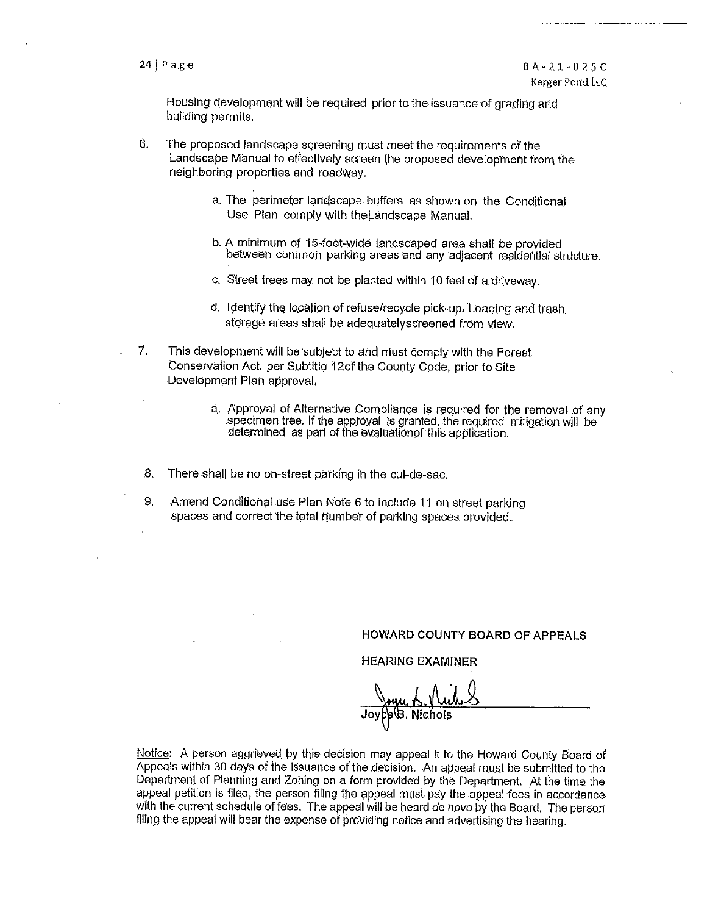Housing development will be required prior to the issuance of grading and building permits.

6. The proposed landscape screening must meet the requirements of the Landscape Manual to effectively screen the proposed development from the neighboring properties and roadway.

   a. The perimeter landscape buffers as shown on the Conditional Use Plan comply with theLandscape Manual.

   b. A minimum of 15-foot-wide landscaped area shall be provided between common parking areas and any adjacent residential structure.

   c. Street trees may not be planted within 10 feet of a driveway.

   d. Identify the location of refuse/recycle pick-up. Loading and trash storage areas shall be adequatelyscreened from view.

7. This development will be subject to and must comply with the Forest Conservation Act, per Subtitle 12of the County Code, prior to Site Development Plan approval.

   a. Approval of Alternative Compliance is required for the removal of any specimen tree. If the approval is granted, the required mitigation will be determined as part of the evaluationof this application.

8. There shall be no on-street parking in the cul-de-sac.

9. Amend Conditional use Plan Note 6 to include 11 on street parking spaces and correct the total number of parking spaces provided.

HOWARD COUNTY BOARD OF APPEALS

HEARING EXAMINER

Joyce B. Nichols

Notice: A person aggrieved by this decision may appeal it to the Howard County Board of Appeals within 30 days of the issuance of the decision. An appeal must be submitted to the Department of Planning and Zoning on a form provided by the Department. At the time the appeal petition is filed, the person filing the appeal must pay the appeal fees in accordance with the current schedule of fees. The appeal will be heard *de novo* by the Board. The person filing the appeal will bear the expense of providing notice and advertising the hearing.